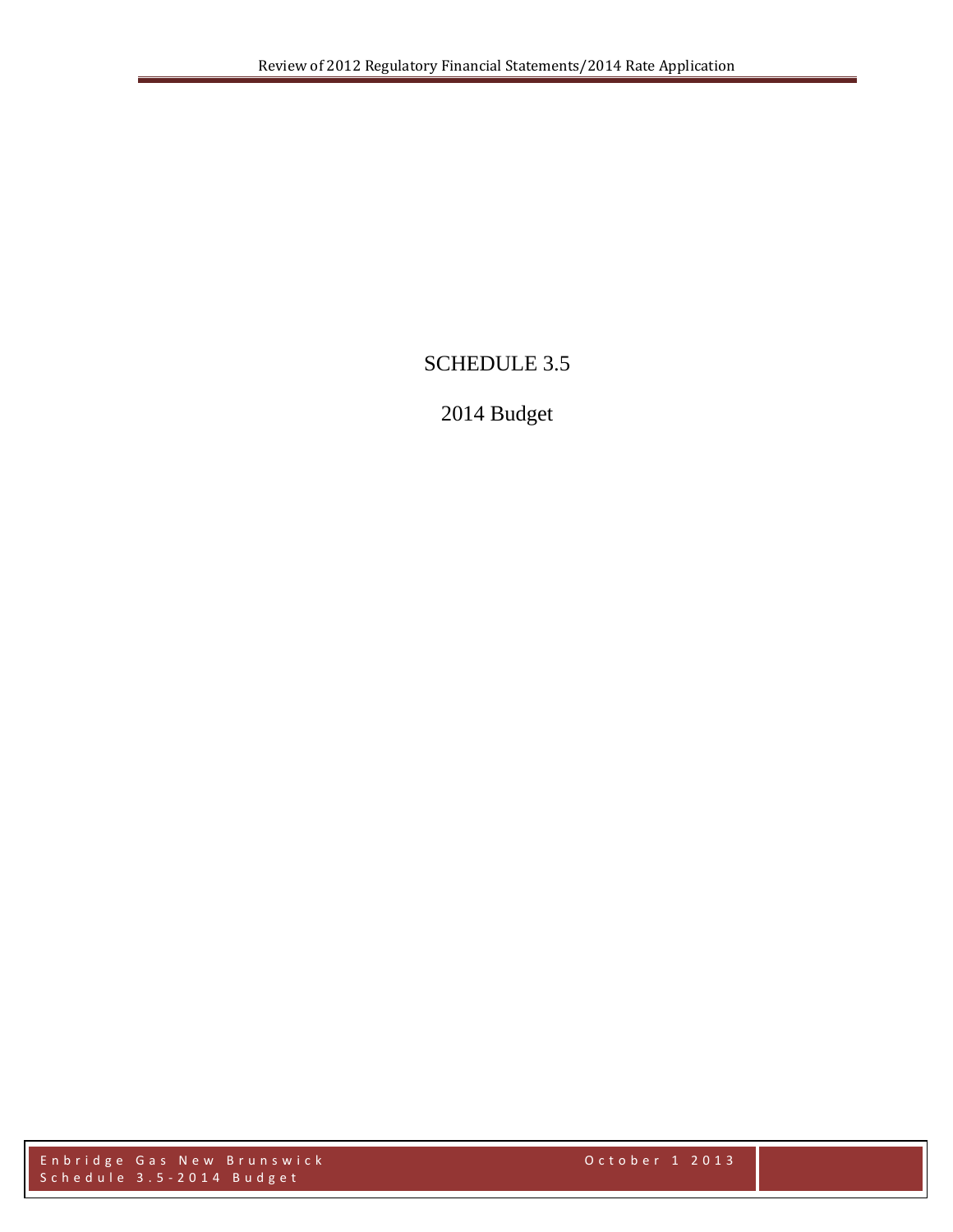# SCHEDULE 3.5

## 2014 Budget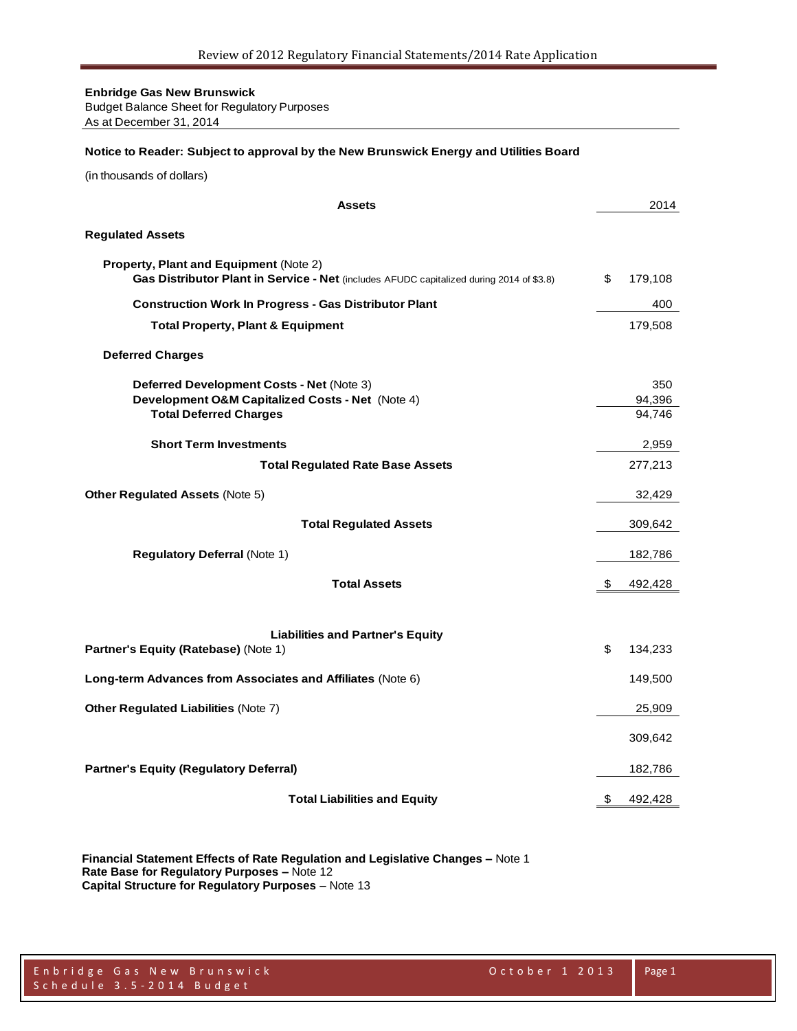**Enbridge Gas New Brunswick**
Budget Balance Sheet for Regulatory Purposes
As at December 31, 2014

**Notice to Reader: Subject to approval by the New Brunswick Energy and Utilities Board**

(in thousands of dollars)

| **Assets** | 2014 |
|---|---|
| **Regulated Assets** | |
| **Property, Plant and Equipment** (Note 2) | |
| **Gas Distributor Plant in Service - Net** (includes AFUDC capitalized during 2014 of $3.8) | $ 179,108 |
| **Construction Work In Progress - Gas Distributor Plant** | 400 |
| **Total Property, Plant & Equipment** | 179,508 |
| **Deferred Charges** | |
| **Deferred Development Costs - Net** (Note 3) | 350 |
| **Development O&M Capitalized Costs - Net** (Note 4) | 94,396 |
| **Total Deferred Charges** | 94,746 |
| **Short Term Investments** | 2,959 |
| **Total Regulated Rate Base Assets** | 277,213 |
| **Other Regulated Assets** (Note 5) | 32,429 |
| **Total Regulated Assets** | 309,642 |
| **Regulatory Deferral** (Note 1) | 182,786 |
| **Total Assets** | $ 492,428 |
| **Liabilities and Partner's Equity** | |
| **Partner's Equity (Ratebase)** (Note 1) | $ 134,233 |
| **Long-term Advances from Associates and Affiliates** (Note 6) | 149,500 |
| **Other Regulated Liabilities** (Note 7) | 25,909 |
| | 309,642 |
| **Partner's Equity (Regulatory Deferral)** | 182,786 |
| **Total Liabilities and Equity** | $ 492,428 |

**Financial Statement Effects of Rate Regulation and Legislative Changes –** Note 1
**Rate Base for Regulatory Purposes –** Note 12
**Capital Structure for Regulatory Purposes** – Note 13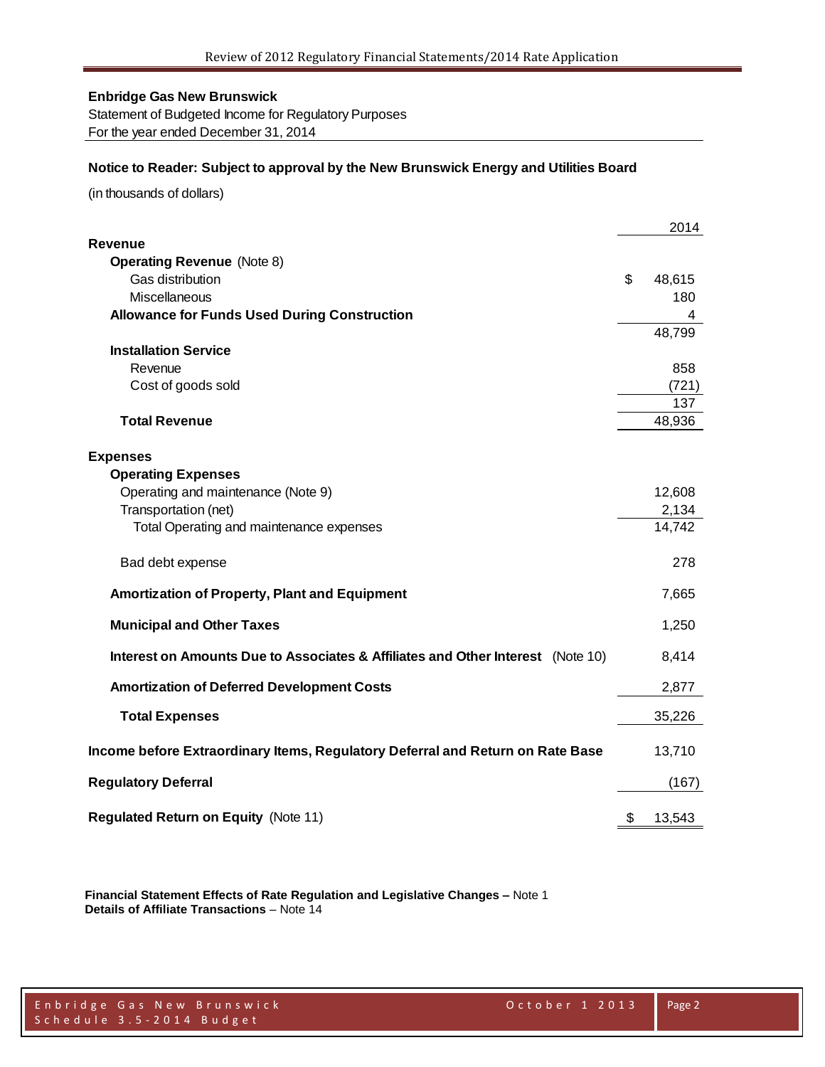**Enbridge Gas New Brunswick**
Statement of Budgeted Income for Regulatory Purposes
For the year ended December 31, 2014

**Notice to Reader: Subject to approval by the New Brunswick Energy and Utilities Board**

(in thousands of dollars)

| | 2014 |
|---|---|
| **Revenue** | |
| **Operating Revenue** (Note 8) | |
| Gas distribution | $ 48,615 |
| Miscellaneous | 180 |
| **Allowance for Funds Used During Construction** | 4 |
| | 48,799 |
| **Installation Service** | |
| Revenue | 858 |
| Cost of goods sold | (721) |
| | 137 |
| **Total Revenue** | 48,936 |
| | |
| **Expenses** | |
| **Operating Expenses** | |
| Operating and maintenance (Note 9) | 12,608 |
| Transportation (net) | 2,134 |
| Total Operating and maintenance expenses | 14,742 |
| | |
| Bad debt expense | 278 |
| | |
| **Amortization of Property, Plant and Equipment** | 7,665 |
| | |
| **Municipal and Other Taxes** | 1,250 |
| | |
| **Interest on Amounts Due to Associates & Affiliates and Other Interest** (Note 10) | 8,414 |
| | |
| **Amortization of Deferred Development Costs** | 2,877 |
| | |
| **Total Expenses** | 35,226 |
| | |
| **Income before Extraordinary Items, Regulatory Deferral and Return on Rate Base** | 13,710 |
| | |
| **Regulatory Deferral** | (167) |
| | |
| **Regulated Return on Equity** (Note 11) | $ 13,543 |

**Financial Statement Effects of Rate Regulation and Legislative Changes –** Note 1
**Details of Affiliate Transactions** – Note 14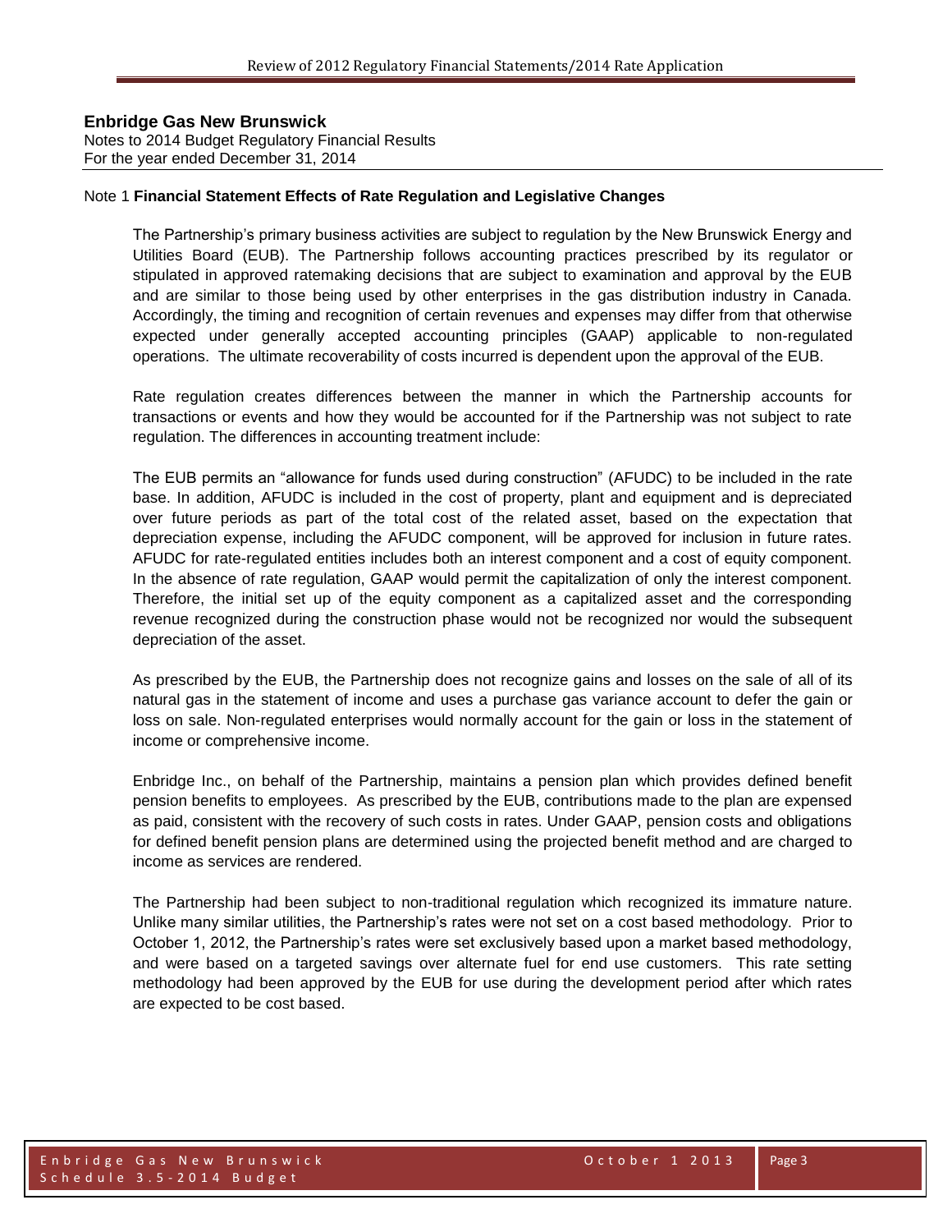**Enbridge Gas New Brunswick**
Notes to 2014 Budget Regulatory Financial Results
For the year ended December 31, 2014

Note 1 **Financial Statement Effects of Rate Regulation and Legislative Changes**

The Partnership's primary business activities are subject to regulation by the New Brunswick Energy and Utilities Board (EUB). The Partnership follows accounting practices prescribed by its regulator or stipulated in approved ratemaking decisions that are subject to examination and approval by the EUB and are similar to those being used by other enterprises in the gas distribution industry in Canada. Accordingly, the timing and recognition of certain revenues and expenses may differ from that otherwise expected under generally accepted accounting principles (GAAP) applicable to non-regulated operations. The ultimate recoverability of costs incurred is dependent upon the approval of the EUB.

Rate regulation creates differences between the manner in which the Partnership accounts for transactions or events and how they would be accounted for if the Partnership was not subject to rate regulation. The differences in accounting treatment include:

The EUB permits an "allowance for funds used during construction" (AFUDC) to be included in the rate base. In addition, AFUDC is included in the cost of property, plant and equipment and is depreciated over future periods as part of the total cost of the related asset, based on the expectation that depreciation expense, including the AFUDC component, will be approved for inclusion in future rates. AFUDC for rate-regulated entities includes both an interest component and a cost of equity component. In the absence of rate regulation, GAAP would permit the capitalization of only the interest component. Therefore, the initial set up of the equity component as a capitalized asset and the corresponding revenue recognized during the construction phase would not be recognized nor would the subsequent depreciation of the asset.

As prescribed by the EUB, the Partnership does not recognize gains and losses on the sale of all of its natural gas in the statement of income and uses a purchase gas variance account to defer the gain or loss on sale. Non-regulated enterprises would normally account for the gain or loss in the statement of income or comprehensive income.

Enbridge Inc., on behalf of the Partnership, maintains a pension plan which provides defined benefit pension benefits to employees. As prescribed by the EUB, contributions made to the plan are expensed as paid, consistent with the recovery of such costs in rates. Under GAAP, pension costs and obligations for defined benefit pension plans are determined using the projected benefit method and are charged to income as services are rendered.

The Partnership had been subject to non-traditional regulation which recognized its immature nature. Unlike many similar utilities, the Partnership's rates were not set on a cost based methodology. Prior to October 1, 2012, the Partnership's rates were set exclusively based upon a market based methodology, and were based on a targeted savings over alternate fuel for end use customers. This rate setting methodology had been approved by the EUB for use during the development period after which rates are expected to be cost based.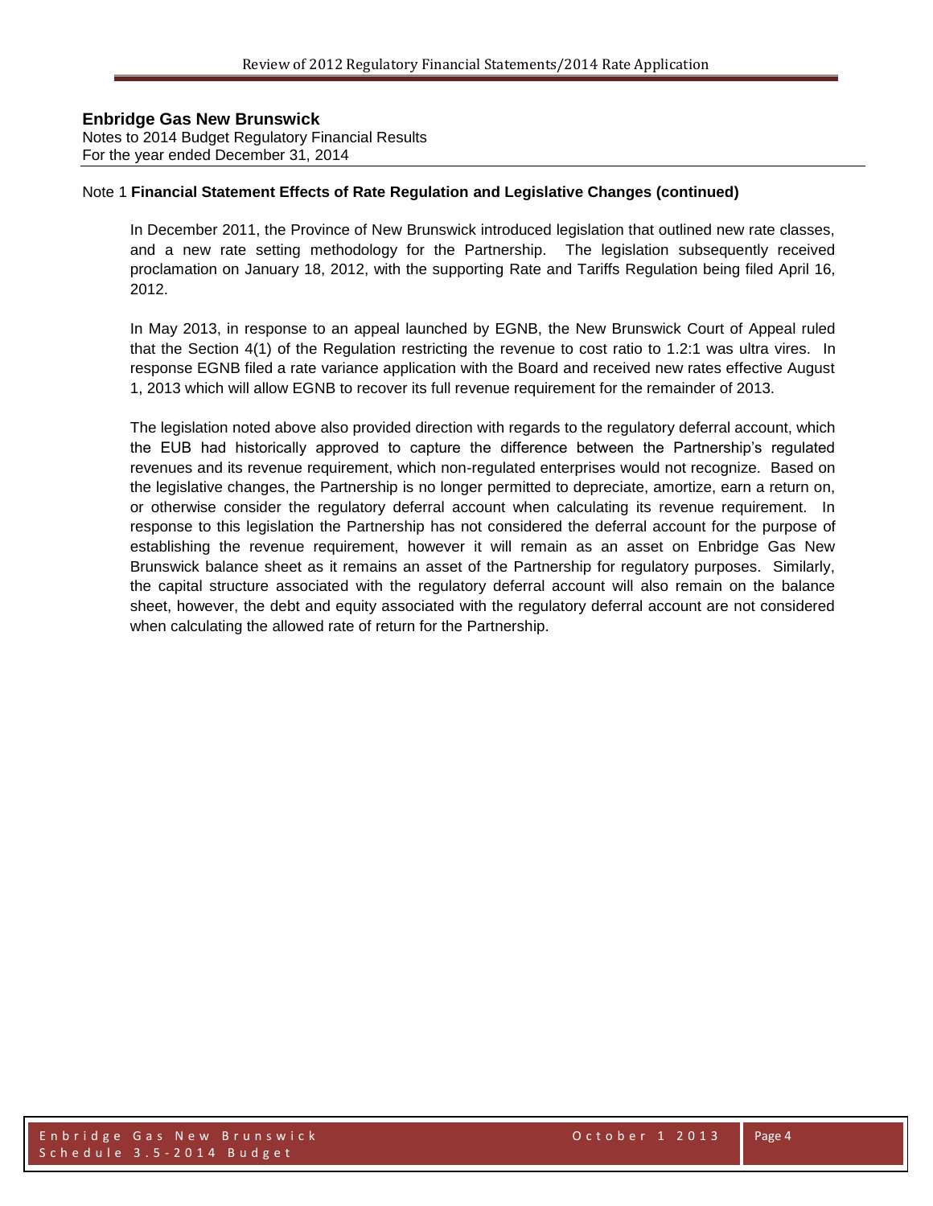**Enbridge Gas New Brunswick**
Notes to 2014 Budget Regulatory Financial Results
For the year ended December 31, 2014

Note 1 **Financial Statement Effects of Rate Regulation and Legislative Changes (continued)**

In December 2011, the Province of New Brunswick introduced legislation that outlined new rate classes, and a new rate setting methodology for the Partnership. The legislation subsequently received proclamation on January 18, 2012, with the supporting Rate and Tariffs Regulation being filed April 16, 2012.

In May 2013, in response to an appeal launched by EGNB, the New Brunswick Court of Appeal ruled that the Section 4(1) of the Regulation restricting the revenue to cost ratio to 1.2:1 was ultra vires. In response EGNB filed a rate variance application with the Board and received new rates effective August 1, 2013 which will allow EGNB to recover its full revenue requirement for the remainder of 2013.

The legislation noted above also provided direction with regards to the regulatory deferral account, which the EUB had historically approved to capture the difference between the Partnership's regulated revenues and its revenue requirement, which non-regulated enterprises would not recognize. Based on the legislative changes, the Partnership is no longer permitted to depreciate, amortize, earn a return on, or otherwise consider the regulatory deferral account when calculating its revenue requirement. In response to this legislation the Partnership has not considered the deferral account for the purpose of establishing the revenue requirement, however it will remain as an asset on Enbridge Gas New Brunswick balance sheet as it remains an asset of the Partnership for regulatory purposes. Similarly, the capital structure associated with the regulatory deferral account will also remain on the balance sheet, however, the debt and equity associated with the regulatory deferral account are not considered when calculating the allowed rate of return for the Partnership.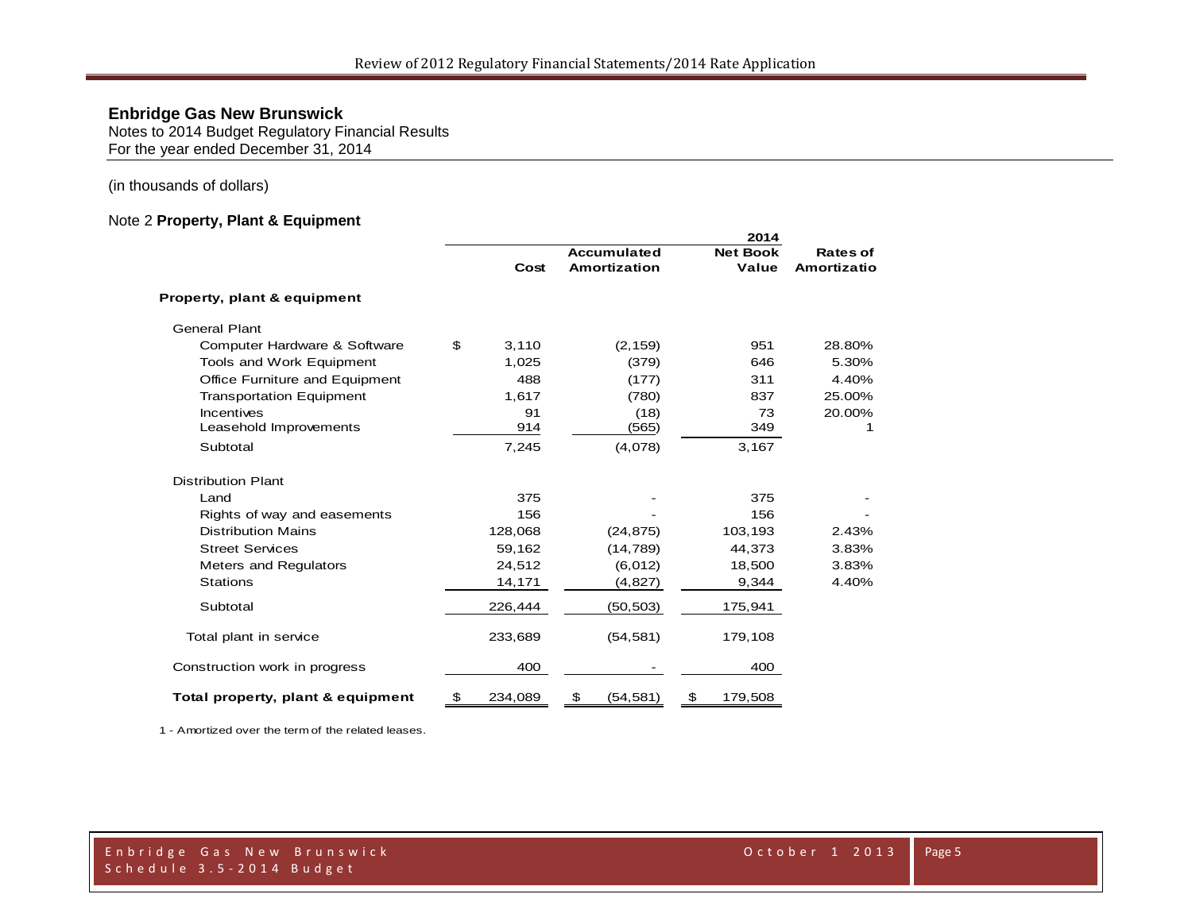## Enbridge Gas New Brunswick

Notes to 2014 Budget Regulatory Financial Results
For the year ended December 31, 2014

(in thousands of dollars)

Note 2 **Property, Plant & Equipment**

| | Cost | Accumulated Amortization | 2014 Net Book Value | Rates of Amortizatio |
|---|---|---|---|---|
| **Property, plant & equipment** | | | | |
| General Plant | | | | |
| Computer Hardware & Software | $ 3,110 | (2,159) | 951 | 28.80% |
| Tools and Work Equipment | 1,025 | (379) | 646 | 5.30% |
| Office Furniture and Equipment | 488 | (177) | 311 | 4.40% |
| Transportation Equipment | 1,617 | (780) | 837 | 25.00% |
| Incentives | 91 | (18) | 73 | 20.00% |
| Leasehold Improvements | 914 | (565) | 349 | 1 |
| Subtotal | 7,245 | (4,078) | 3,167 | |
| Distribution Plant | | | | |
| Land | 375 | - | 375 | - |
| Rights of way and easements | 156 | - | 156 | - |
| Distribution Mains | 128,068 | (24,875) | 103,193 | 2.43% |
| Street Services | 59,162 | (14,789) | 44,373 | 3.83% |
| Meters and Regulators | 24,512 | (6,012) | 18,500 | 3.83% |
| Stations | 14,171 | (4,827) | 9,344 | 4.40% |
| Subtotal | 226,444 | (50,503) | 175,941 | |
| Total plant in service | 233,689 | (54,581) | 179,108 | |
| Construction work in progress | 400 | - | 400 | |
| **Total property, plant & equipment** | $ 234,089 | $ (54,581) | $ 179,508 | |

1 - Amortized over the term of the related leases.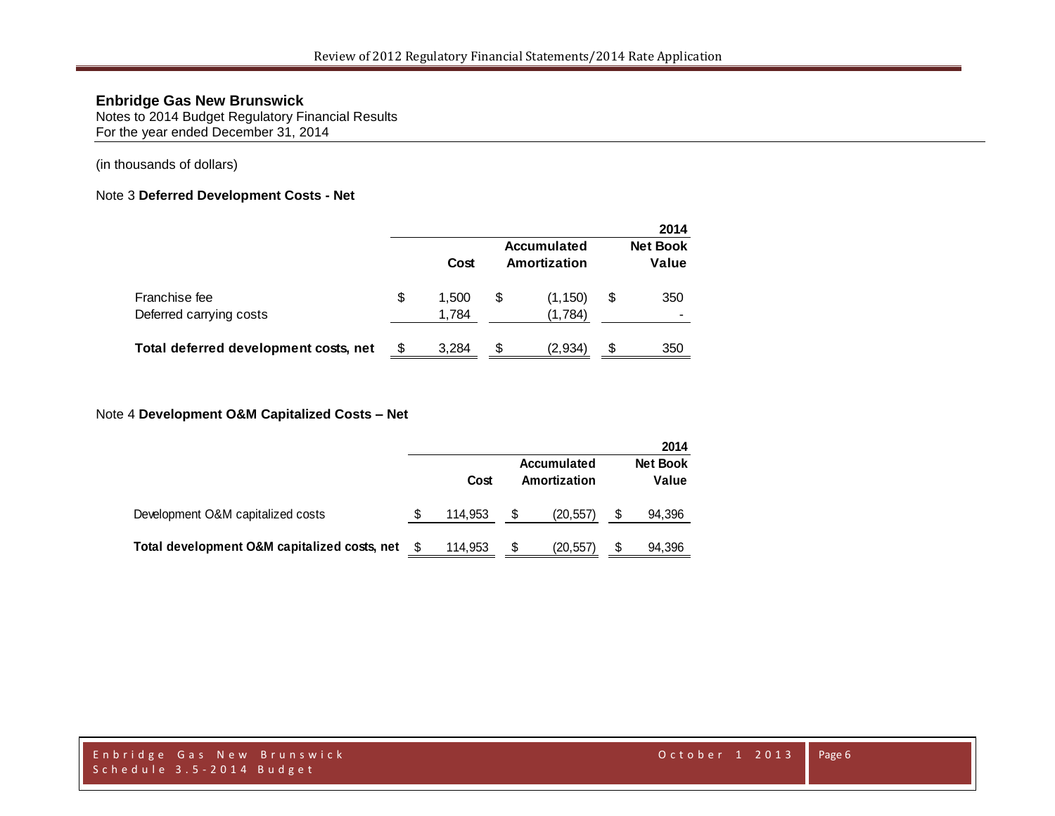**Enbridge Gas New Brunswick**
Notes to 2014 Budget Regulatory Financial Results
For the year ended December 31, 2014

(in thousands of dollars)

Note 3 **Deferred Development Costs - Net**

| | | | 2014 |
|---|---|---|---|
| | Cost | Accumulated Amortization | Net Book Value |
| Franchise fee | $ 1,500 | $ (1,150) | $ 350 |
| Deferred carrying costs | 1,784 | (1,784) | - |
| **Total deferred development costs, net** | $ 3,284 | $ (2,934) | $ 350 |

Note 4 **Development O&M Capitalized Costs – Net**

| | | | 2014 |
|---|---|---|---|
| | Cost | Accumulated Amortization | Net Book Value |
| Development O&M capitalized costs | $ 114,953 | $ (20,557) | $ 94,396 |
| **Total development O&M capitalized costs, net** | $ 114,953 | $ (20,557) | $ 94,396 |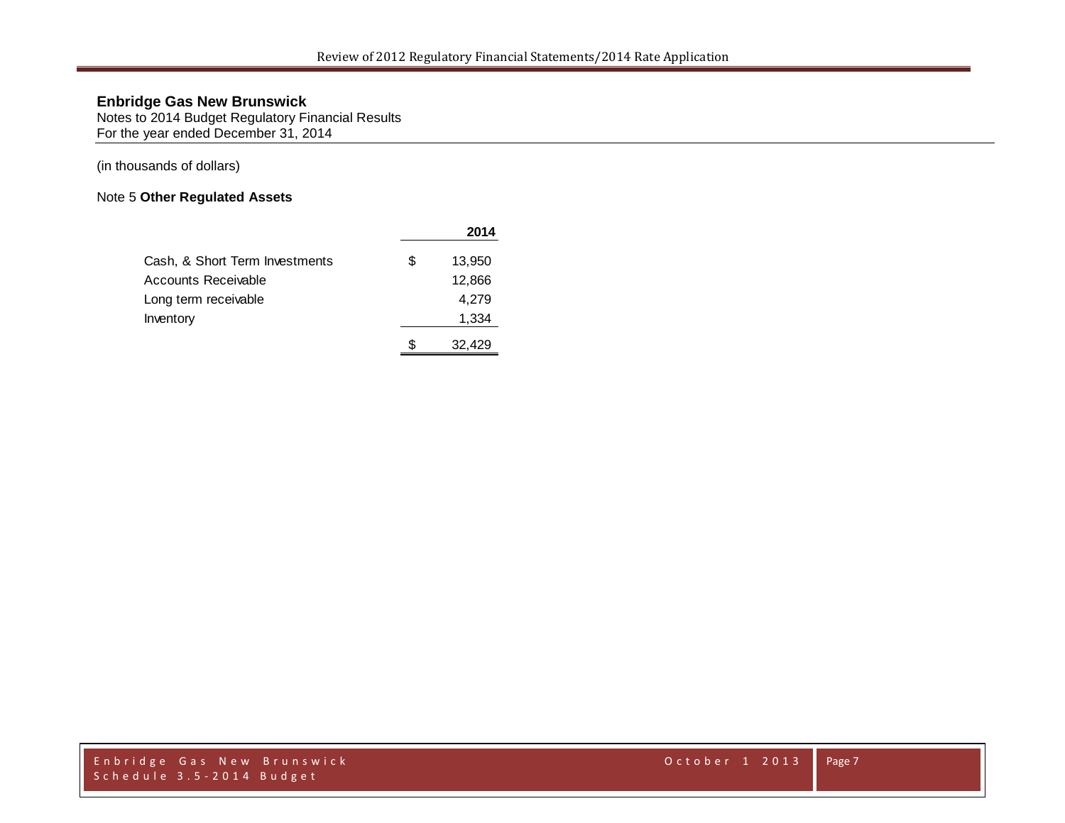**Enbridge Gas New Brunswick**
Notes to 2014 Budget Regulatory Financial Results
For the year ended December 31, 2014

(in thousands of dollars)

Note 5 **Other Regulated Assets**

| | | **2014** |
|---|---|---|
| Cash, & Short Term Investments | $ | 13,950 |
| Accounts Receivable | | 12,866 |
| Long term receivable | | 4,279 |
| Inventory | | 1,334 |
| | $ | 32,429 |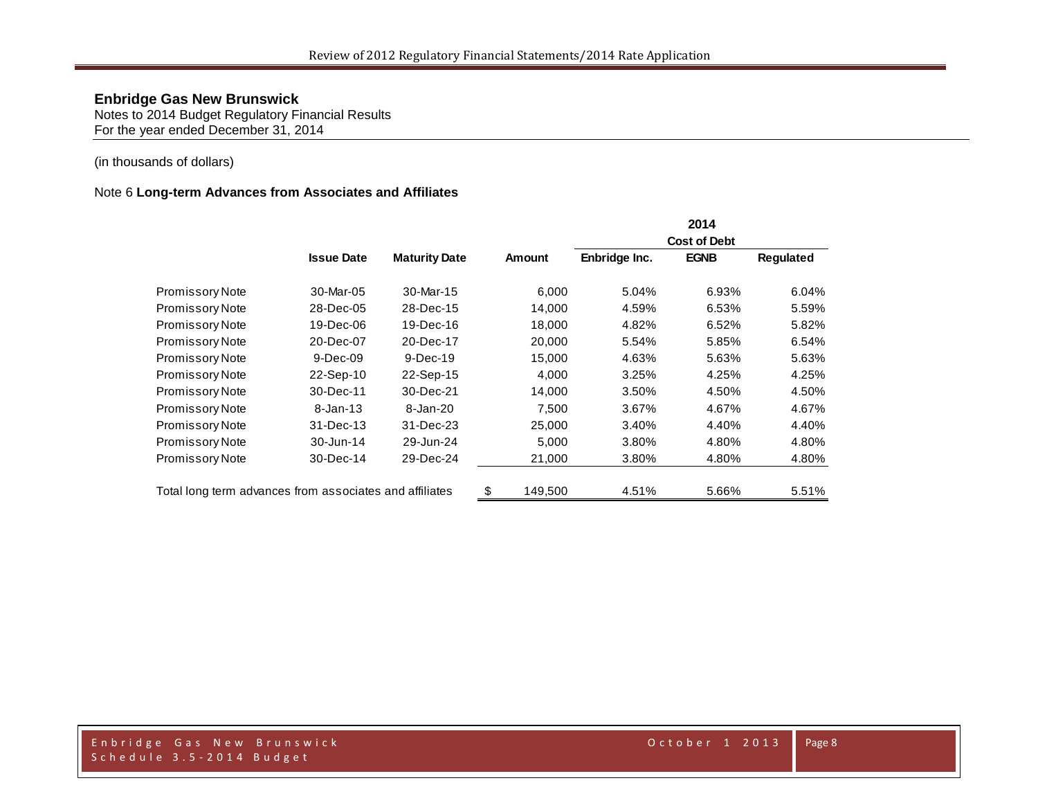## Enbridge Gas New Brunswick

Notes to 2014 Budget Regulatory Financial Results
For the year ended December 31, 2014

(in thousands of dollars)

### Note 6 **Long-term Advances from Associates and Affiliates**

| | Issue Date | Maturity Date | Amount | 2014 Cost of Debt Enbridge Inc. | EGNB | Regulated |
|---|---|---|---|---|---|---|
| Promissory Note | 30-Mar-05 | 30-Mar-15 | 6,000 | 5.04% | 6.93% | 6.04% |
| Promissory Note | 28-Dec-05 | 28-Dec-15 | 14,000 | 4.59% | 6.53% | 5.59% |
| Promissory Note | 19-Dec-06 | 19-Dec-16 | 18,000 | 4.82% | 6.52% | 5.82% |
| Promissory Note | 20-Dec-07 | 20-Dec-17 | 20,000 | 5.54% | 5.85% | 6.54% |
| Promissory Note | 9-Dec-09 | 9-Dec-19 | 15,000 | 4.63% | 5.63% | 5.63% |
| Promissory Note | 22-Sep-10 | 22-Sep-15 | 4,000 | 3.25% | 4.25% | 4.25% |
| Promissory Note | 30-Dec-11 | 30-Dec-21 | 14,000 | 3.50% | 4.50% | 4.50% |
| Promissory Note | 8-Jan-13 | 8-Jan-20 | 7,500 | 3.67% | 4.67% | 4.67% |
| Promissory Note | 31-Dec-13 | 31-Dec-23 | 25,000 | 3.40% | 4.40% | 4.40% |
| Promissory Note | 30-Jun-14 | 29-Jun-24 | 5,000 | 3.80% | 4.80% | 4.80% |
| Promissory Note | 30-Dec-14 | 29-Dec-24 | 21,000 | 3.80% | 4.80% | 4.80% |
| Total long term advances from associates and affiliates | | | $ 149,500 | 4.51% | 5.66% | 5.51% |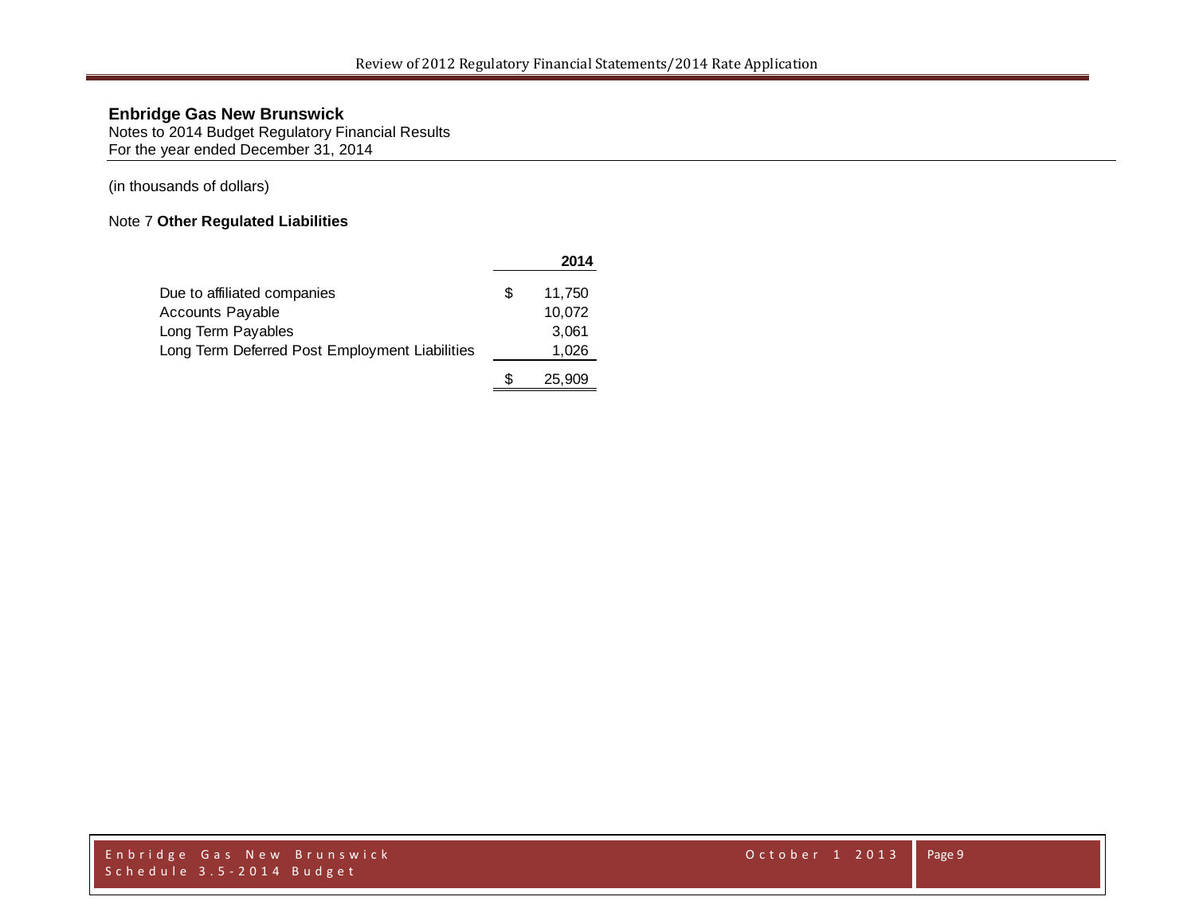**Enbridge Gas New Brunswick**
Notes to 2014 Budget Regulatory Financial Results
For the year ended December 31, 2014

(in thousands of dollars)

Note 7 **Other Regulated Liabilities**

| | | 2014 |
|---|---|---|
| Due to affiliated companies | $ | 11,750 |
| Accounts Payable | | 10,072 |
| Long Term Payables | | 3,061 |
| Long Term Deferred Post Employment Liabilities | | 1,026 |
| | $ | 25,909 |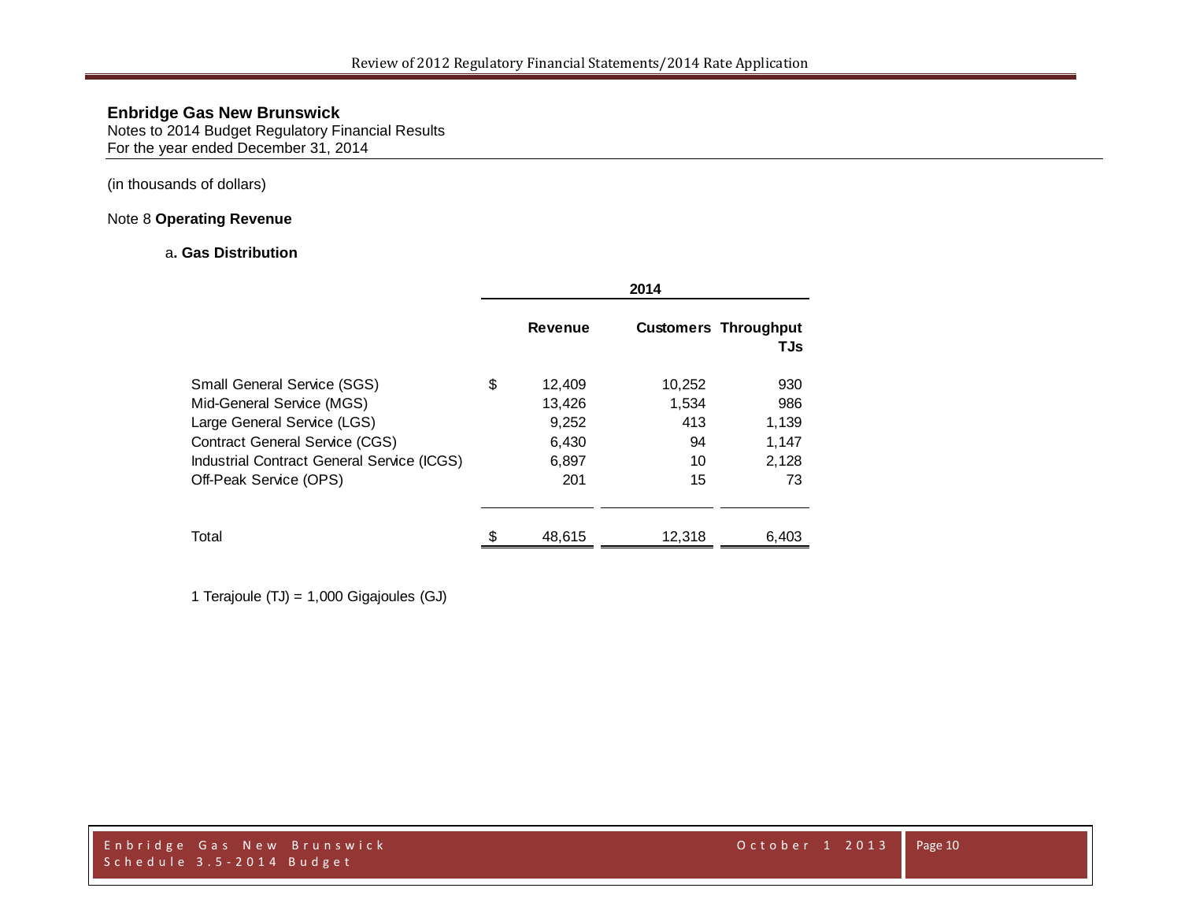**Enbridge Gas New Brunswick**
Notes to 2014 Budget Regulatory Financial Results
For the year ended December 31, 2014

(in thousands of dollars)

Note 8 **Operating Revenue**

a**. Gas Distribution**

| | 2014 | | |
|---|---|---|---|
| | **Revenue** | **Customers** | **Throughput TJs** |
| Small General Service (SGS) | $ 12,409 | 10,252 | 930 |
| Mid-General Service (MGS) | 13,426 | 1,534 | 986 |
| Large General Service (LGS) | 9,252 | 413 | 1,139 |
| Contract General Service (CGS) | 6,430 | 94 | 1,147 |
| Industrial Contract General Service (ICGS) | 6,897 | 10 | 2,128 |
| Off-Peak Service (OPS) | 201 | 15 | 73 |
| Total | $ 48,615 | 12,318 | 6,403 |

1 Terajoule (TJ) = 1,000 Gigajoules (GJ)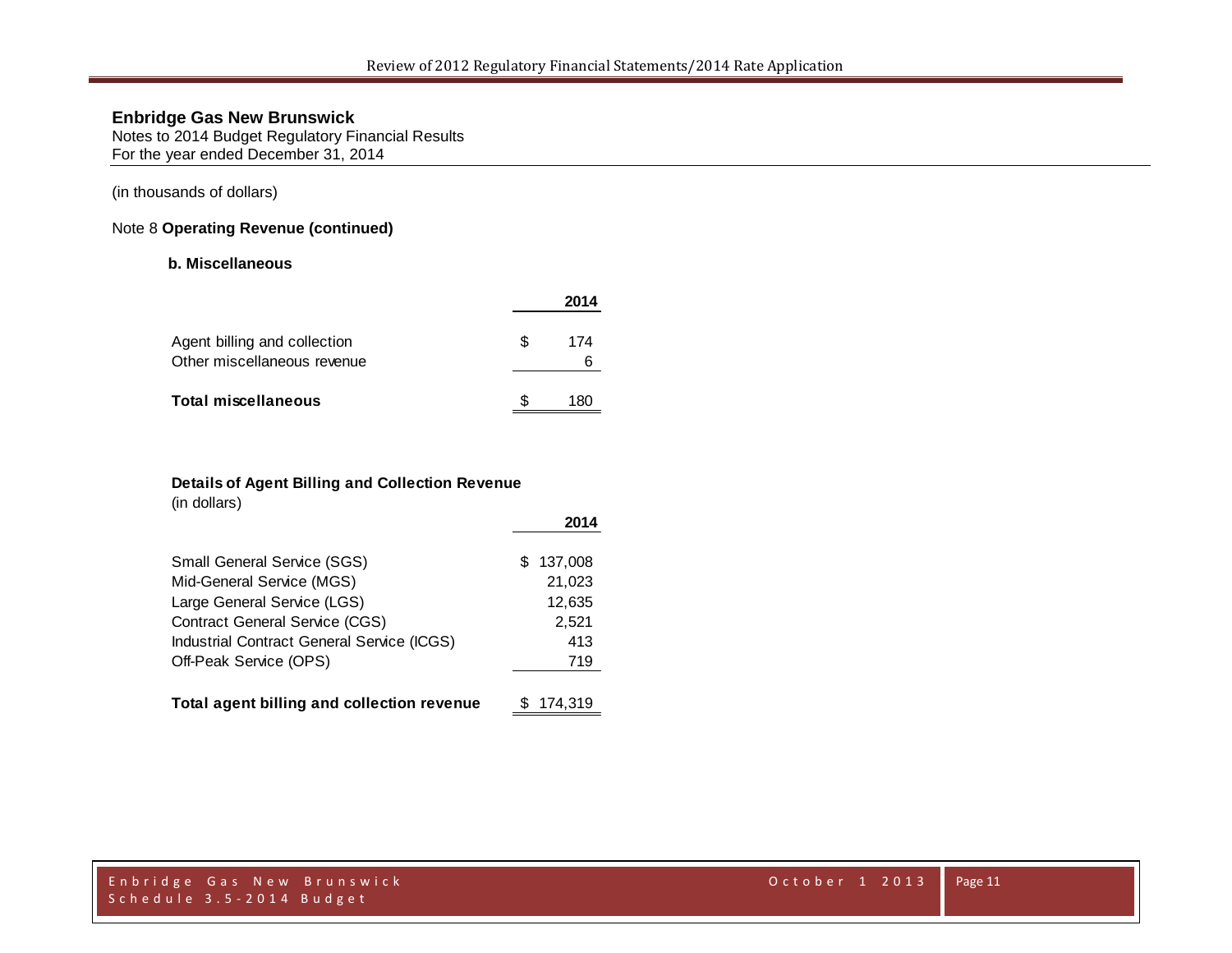**Enbridge Gas New Brunswick**
Notes to 2014 Budget Regulatory Financial Results
For the year ended December 31, 2014

(in thousands of dollars)

Note 8 **Operating Revenue (continued)**

**b. Miscellaneous**

| | 2014 |
|---|---|
| Agent billing and collection | $ 174 |
| Other miscellaneous revenue | 6 |
| **Total miscellaneous** | $ 180 |

**Details of Agent Billing and Collection Revenue**
(in dollars)

| | 2014 |
|---|---|
| Small General Service (SGS) | $ 137,008 |
| Mid-General Service (MGS) | 21,023 |
| Large General Service (LGS) | 12,635 |
| Contract General Service (CGS) | 2,521 |
| Industrial Contract General Service (ICGS) | 413 |
| Off-Peak Service (OPS) | 719 |
| **Total agent billing and collection revenue** | $ 174,319 |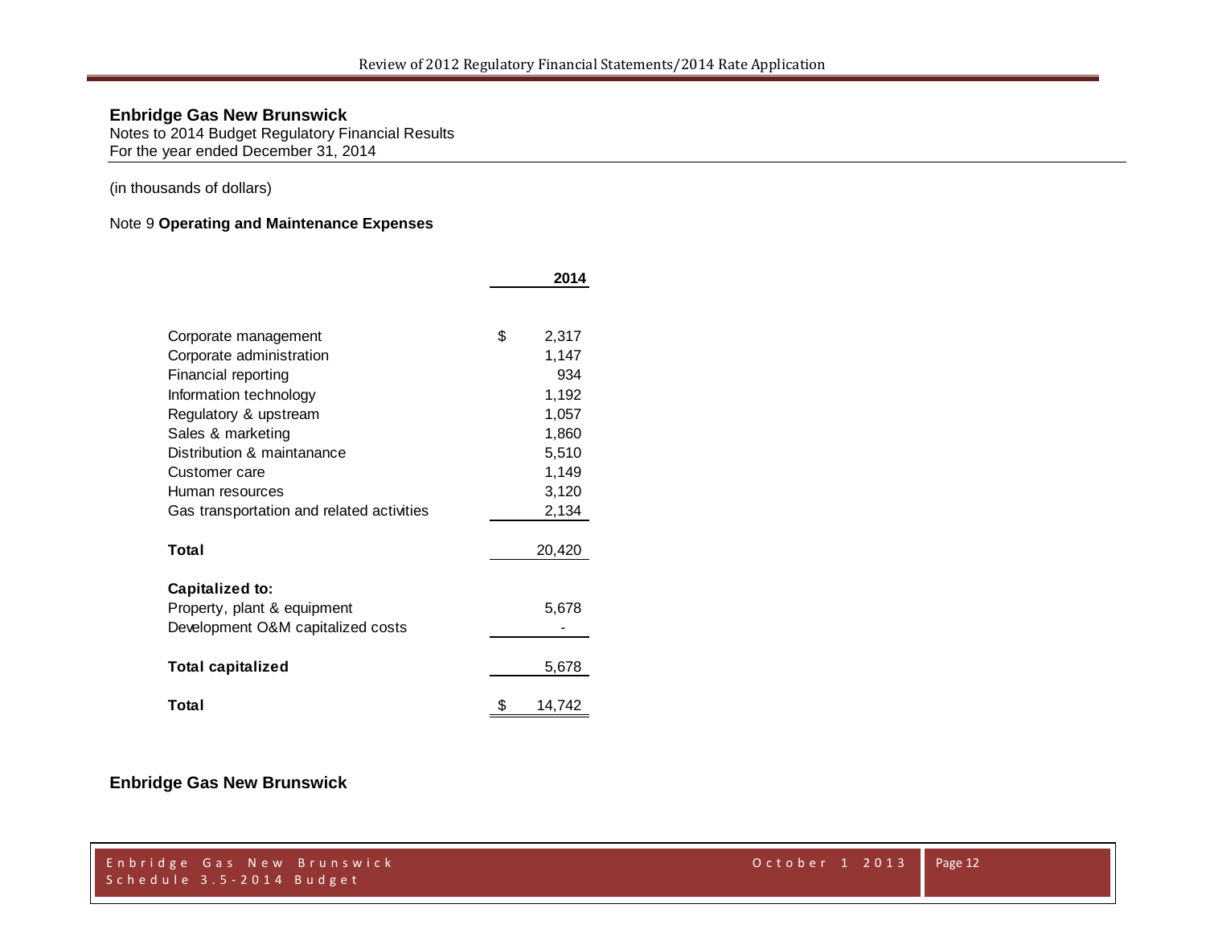**Enbridge Gas New Brunswick**
Notes to 2014 Budget Regulatory Financial Results
For the year ended December 31, 2014

(in thousands of dollars)

Note 9 **Operating and Maintenance Expenses**

| | 2014 |
|---|---|
| Corporate management | $ 2,317 |
| Corporate administration | 1,147 |
| Financial reporting | 934 |
| Information technology | 1,192 |
| Regulatory & upstream | 1,057 |
| Sales & marketing | 1,860 |
| Distribution & maintanance | 5,510 |
| Customer care | 1,149 |
| Human resources | 3,120 |
| Gas transportation and related activities | 2,134 |
| **Total** | 20,420 |
| **Capitalized to:** | |
| Property, plant & equipment | 5,678 |
| Development O&M capitalized costs | - |
| **Total capitalized** | 5,678 |
| **Total** | $ 14,742 |

**Enbridge Gas New Brunswick**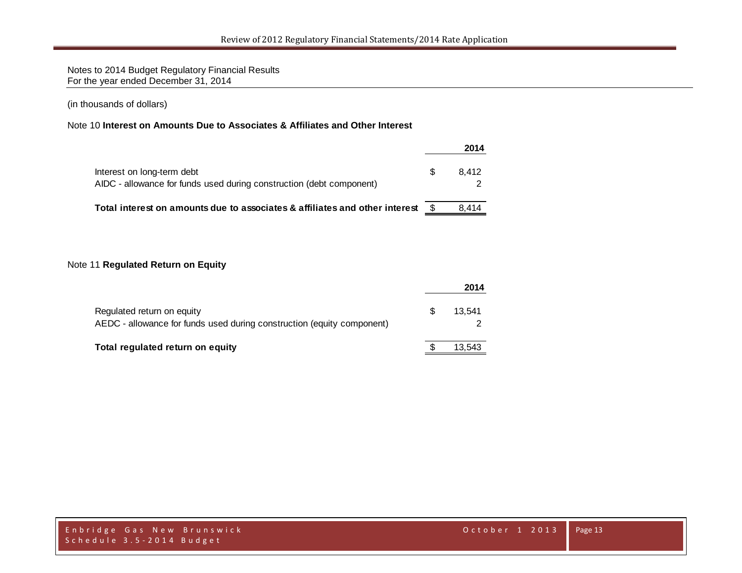Notes to 2014 Budget Regulatory Financial Results
For the year ended December 31, 2014

(in thousands of dollars)

Note 10 **Interest on Amounts Due to Associates & Affiliates and Other Interest**

| | | **2014** |
|---|---|---|
| Interest on long-term debt | $ | 8,412 |
| AIDC - allowance for funds used during construction (debt component) | | 2 |
| **Total interest on amounts due to associates & affiliates and other interest** | $ | 8,414 |

Note 11 **Regulated Return on Equity**

| | | **2014** |
|---|---|---|
| Regulated return on equity | $ | 13,541 |
| AEDC - allowance for funds used during construction (equity component) | | 2 |
| **Total regulated return on equity** | $ | 13,543 |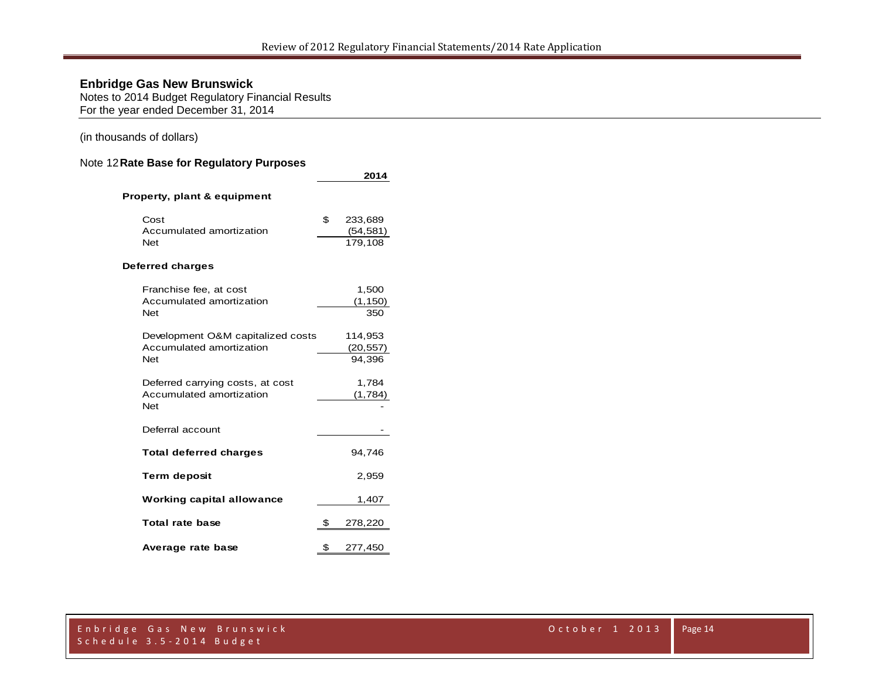**Enbridge Gas New Brunswick**
Notes to 2014 Budget Regulatory Financial Results
For the year ended December 31, 2014

(in thousands of dollars)

Note 12 **Rate Base for Regulatory Purposes**

| | 2014 |
|---|---|
| **Property, plant & equipment** | |
| Cost | $ 233,689 |
| Accumulated amortization | (54,581) |
| Net | 179,108 |
| **Deferred charges** | |
| Franchise fee, at cost | 1,500 |
| Accumulated amortization | (1,150) |
| Net | 350 |
| Development O&M capitalized costs | 114,953 |
| Accumulated amortization | (20,557) |
| Net | 94,396 |
| Deferred carrying costs, at cost | 1,784 |
| Accumulated amortization | (1,784) |
| Net | - |
| Deferral account | - |
| **Total deferred charges** | 94,746 |
| **Term deposit** | 2,959 |
| **Working capital allowance** | 1,407 |
| **Total rate base** | $ 278,220 |
| **Average rate base** | $ 277,450 |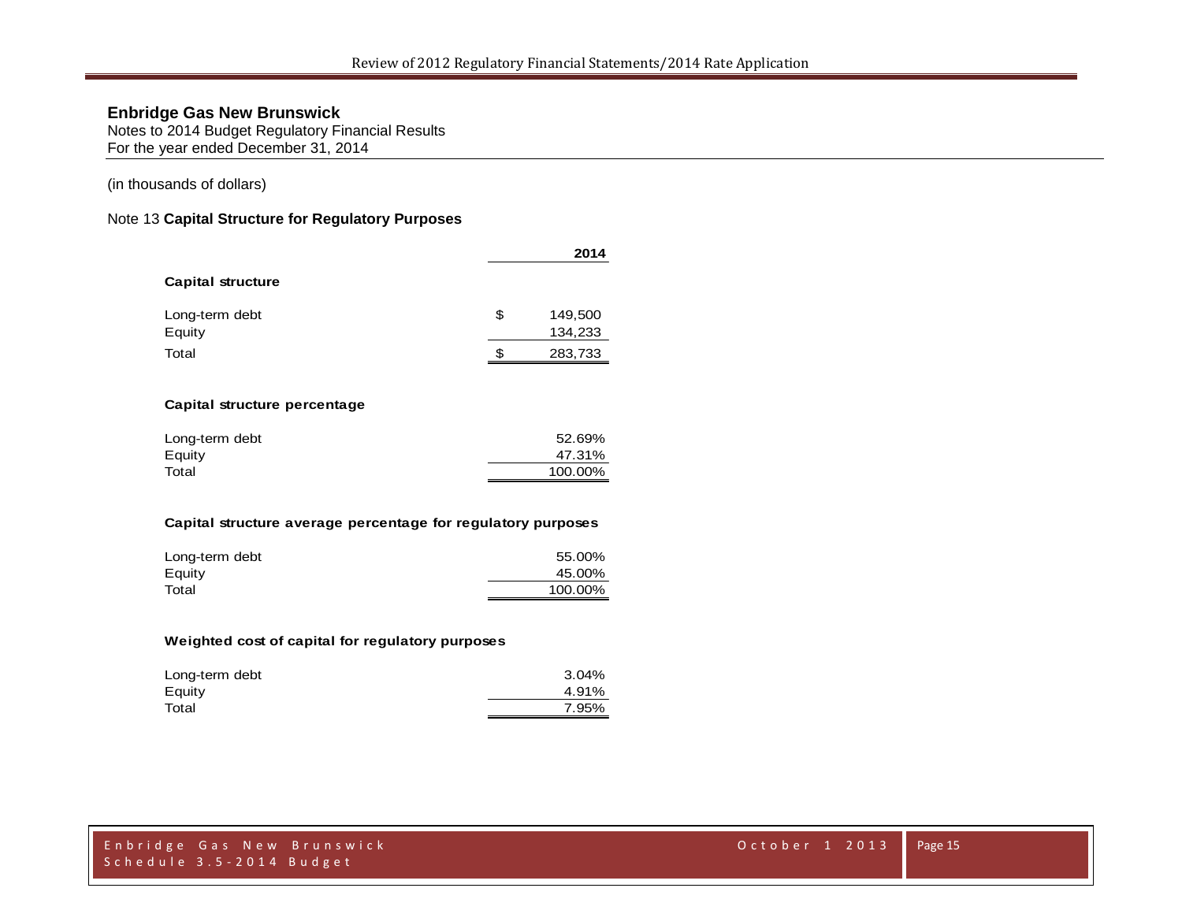# Enbridge Gas New Brunswick

Notes to 2014 Budget Regulatory Financial Results
For the year ended December 31, 2014

(in thousands of dollars)

## Note 13 **Capital Structure for Regulatory Purposes**

| | | 2014 |
|---|---|---|
| **Capital structure** | | |
| Long-term debt | $ | 149,500 |
| Equity | | 134,233 |
| Total | $ | 283,733 |

| **Capital structure percentage** | |
|---|---|
| Long-term debt | 52.69% |
| Equity | 47.31% |
| Total | 100.00% |

| **Capital structure average percentage for regulatory purposes** | |
|---|---|
| Long-term debt | 55.00% |
| Equity | 45.00% |
| Total | 100.00% |

| **Weighted cost of capital for regulatory purposes** | |
|---|---|
| Long-term debt | 3.04% |
| Equity | 4.91% |
| Total | 7.95% |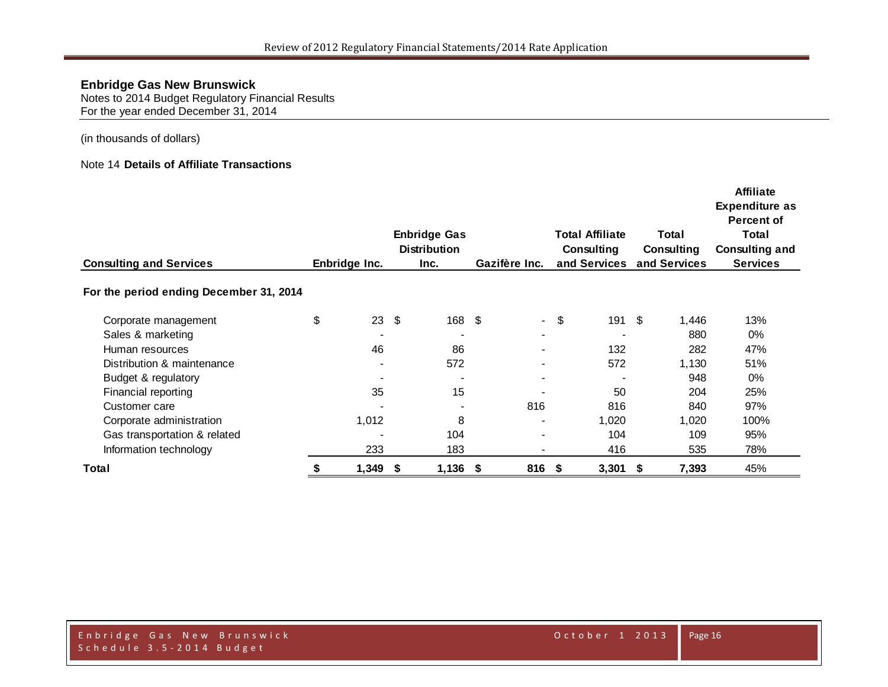**Enbridge Gas New Brunswick**
Notes to 2014 Budget Regulatory Financial Results
For the year ended December 31, 2014

(in thousands of dollars)

Note 14 **Details of Affiliate Transactions**

| **Consulting and Services** | **Enbridge Inc.** | **Enbridge Gas Distribution Inc.** | **Gazifère Inc.** | **Total Affiliate Consulting and Services** | **Total Consulting and Services** | **Affiliate Expenditure as Percent of Total Consulting and Services** |
|---|---|---|---|---|---|---|
| **For the period ending December 31, 2014** | | | | | | |
| Corporate management | $ 23 | $ 168 | $ - | $ 191 | $ 1,446 | 13% |
| Sales & marketing | - | - | - | - | 880 | 0% |
| Human resources | 46 | 86 | - | 132 | 282 | 47% |
| Distribution & maintenance | - | 572 | - | 572 | 1,130 | 51% |
| Budget & regulatory | - | - | - | - | 948 | 0% |
| Financial reporting | 35 | 15 | - | 50 | 204 | 25% |
| Customer care | - | - | 816 | 816 | 840 | 97% |
| Corporate administration | 1,012 | 8 | - | 1,020 | 1,020 | 100% |
| Gas transportation & related | - | 104 | - | 104 | 109 | 95% |
| Information technology | 233 | 183 | - | 416 | 535 | 78% |
| **Total** | **$ 1,349** | **$ 1,136** | **$ 816** | **$ 3,301** | **$ 7,393** | 45% |